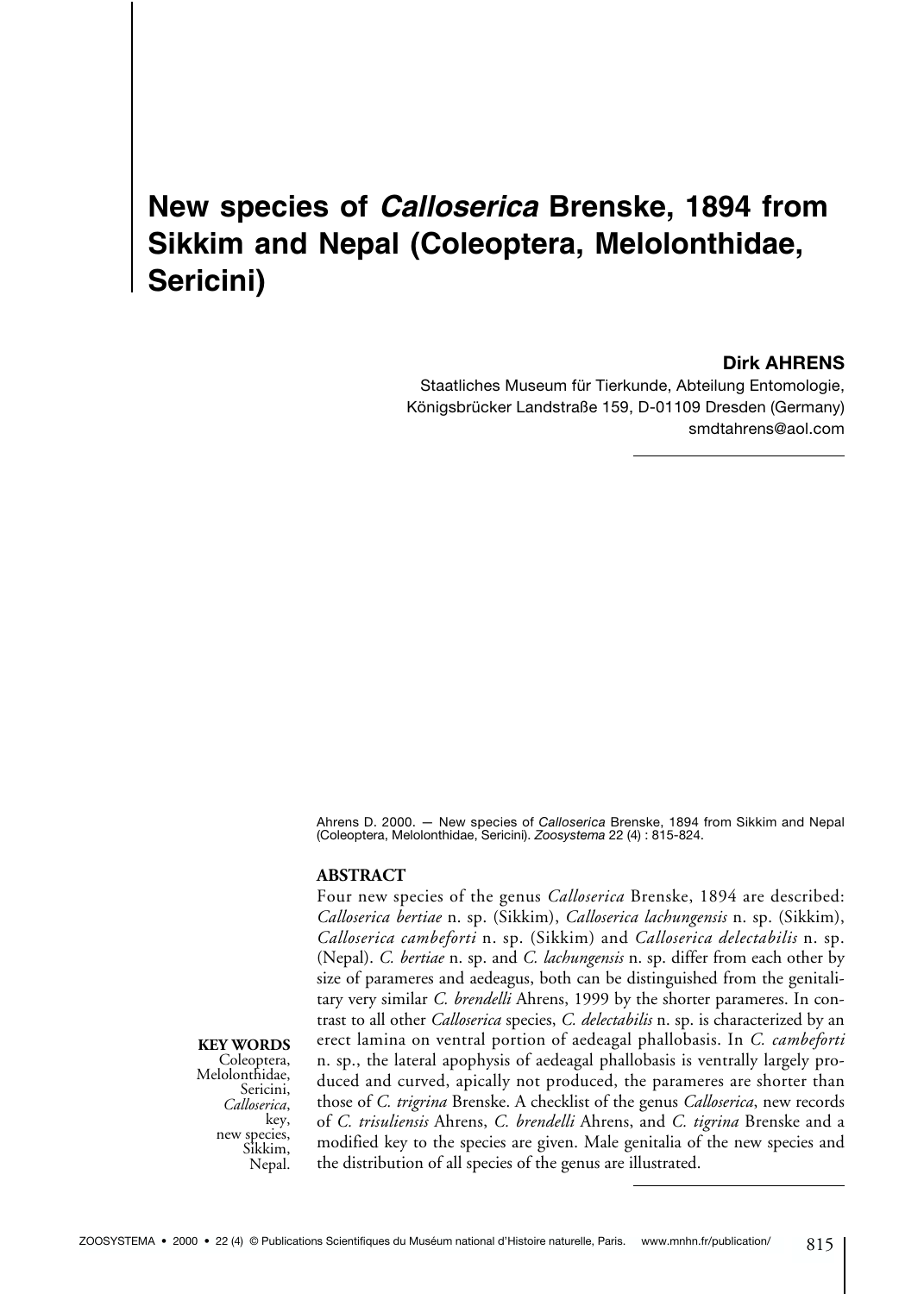# New species of *Calloserica* Brenske, 1894 from Sikkim and Nepal (Coleoptera, Melolonthidae, Sericini)

**Dirk AHRENS**

Staatliches Museum für Tierkunde, Abteilung Entomologie,
Königsbrücker Landstraße 159, D-01109 Dresden (Germany)
smdtahrens@aol.com

Ahrens D. 2000. — New species of *Calloserica* Brenske, 1894 from Sikkim and Nepal (Coleoptera, Melolonthidae, Sericini). *Zoosystema* 22 (4) : 815-824.

## ABSTRACT

Four new species of the genus *Calloserica* Brenske, 1894 are described: *Calloserica bertiae* n. sp. (Sikkim), *Calloserica lachungensis* n. sp. (Sikkim), *Calloserica cambeforti* n. sp. (Sikkim) and *Calloserica delectabilis* n. sp. (Nepal). *C. bertiae* n. sp. and *C. lachungensis* n. sp. differ from each other by size of parameres and aedeagus, both can be distinguished from the genitalitary very similar *C. brendelli* Ahrens, 1999 by the shorter parameres. In contrast to all other *Calloserica* species, *C. delectabilis* n. sp. is characterized by an erect lamina on ventral portion of aedeagal phallobasis. In *C. cambeforti* n. sp., the lateral apophysis of aedeagal phallobasis is ventrally largely produced and curved, apically not produced, the parameres are shorter than those of *C. trigrina* Brenske. A checklist of the genus *Calloserica*, new records of *C. trisuliensis* Ahrens, *C. brendelli* Ahrens, and *C. tigrina* Brenske and a modified key to the species are given. Male genitalia of the new species and the distribution of all species of the genus are illustrated.

**KEY WORDS**
Coleoptera,
Melolonthidae,
Sericini,
*Calloserica*,
key,
new species,
Sikkim,
Nepal.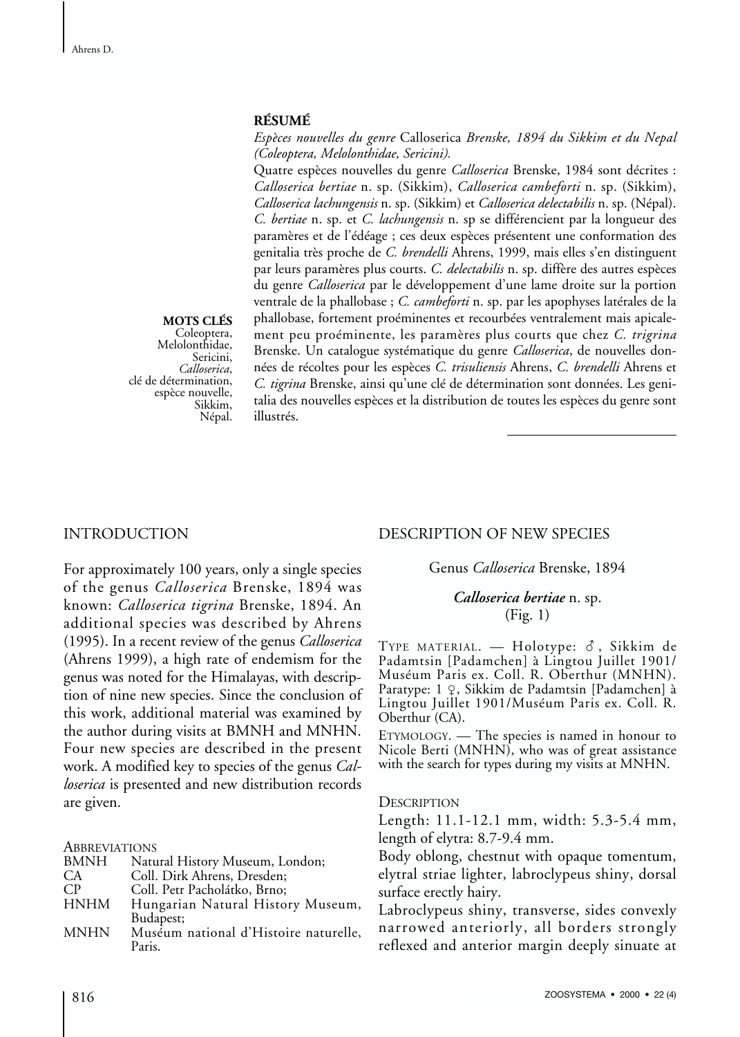## RÉSUMÉ

*Espèces nouvelles du genre* Calloserica *Brenske, 1894 du Sikkim et du Nepal (Coleoptera, Melolonthidae, Sericini).*

Quatre espèces nouvelles du genre *Calloserica* Brenske, 1984 sont décrites : *Calloserica bertiae* n. sp. (Sikkim), *Calloserica cambeforti* n. sp. (Sikkim), *Calloserica lachungensis* n. sp. (Sikkim) et *Calloserica delectabilis* n. sp. (Népal). *C. bertiae* n. sp. et *C. lachungensis* n. sp se différencient par la longueur des paramères et de l'édéage ; ces deux espèces présentent une conformation des genitalia très proche de *C. brendelli* Ahrens, 1999, mais elles s'en distinguent par leurs paramères plus courts. *C. delectabilis* n. sp. diffère des autres espèces du genre *Calloserica* par le développement d'une lame droite sur la portion ventrale de la phallobase ; *C. cambeforti* n. sp. par les apophyses latérales de la phallobase, fortement proéminentes et recourbées ventralement mais apicalement peu proéminente, les paramères plus courts que chez *C. trigrina* Brenske. Un catalogue systématique du genre *Calloserica*, de nouvelles données de récoltes pour les espèces *C. trisuliensis* Ahrens, *C. brendelli* Ahrens et *C. tigrina* Brenske, ainsi qu'une clé de détermination sont données. Les genitalia des nouvelles espèces et la distribution de toutes les espèces du genre sont illustrés.

**MOTS CLÉS**
Coleoptera, Melolonthidae, Sericini, *Calloserica*, clé de détermination, espèce nouvelle, Sikkim, Népal.

## INTRODUCTION

For approximately 100 years, only a single species of the genus *Calloserica* Brenske, 1894 was known: *Calloserica tigrina* Brenske, 1894. An additional species was described by Ahrens (1995). In a recent review of the genus *Calloserica* (Ahrens 1999), a high rate of endemism for the genus was noted for the Himalayas, with description of nine new species. Since the conclusion of this work, additional material was examined by the author during visits at BMNH and MNHN. Four new species are described in the present work. A modified key to species of the genus *Calloserica* is presented and new distribution records are given.

ABBREVIATIONS

| | |
|---|---|
| BMNH | Natural History Museum, London; |
| CA | Coll. Dirk Ahrens, Dresden; |
| CP | Coll. Petr Pacholátko, Brno; |
| HNHM | Hungarian Natural History Museum, Budapest; |
| MNHN | Muséum national d'Histoire naturelle, Paris. |

## DESCRIPTION OF NEW SPECIES

### Genus *Calloserica* Brenske, 1894

### ***Calloserica bertiae*** n. sp. (Fig. 1)

TYPE MATERIAL. — Holotype: ♂, Sikkim de Padamtsin [Padamchen] à Lingtou Juillet 1901/ Muséum Paris ex. Coll. R. Oberthur (MNHN). Paratype: 1 ♀, Sikkim de Padamtsin [Padamchen] à Lingtou Juillet 1901/Muséum Paris ex. Coll. R. Oberthur (CA).

ETYMOLOGY. — The species is named in honour to Nicole Berti (MNHN), who was of great assistance with the search for types during my visits at MNHN.

DESCRIPTION

Length: 11.1-12.1 mm, width: 5.3-5.4 mm, length of elytra: 8.7-9.4 mm.

Body oblong, chestnut with opaque tomentum, elytral striae lighter, labroclypeus shiny, dorsal surface erectly hairy.

Labroclypeus shiny, transverse, sides convexly narrowed anteriorly, all borders strongly reflexed and anterior margin deeply sinuate at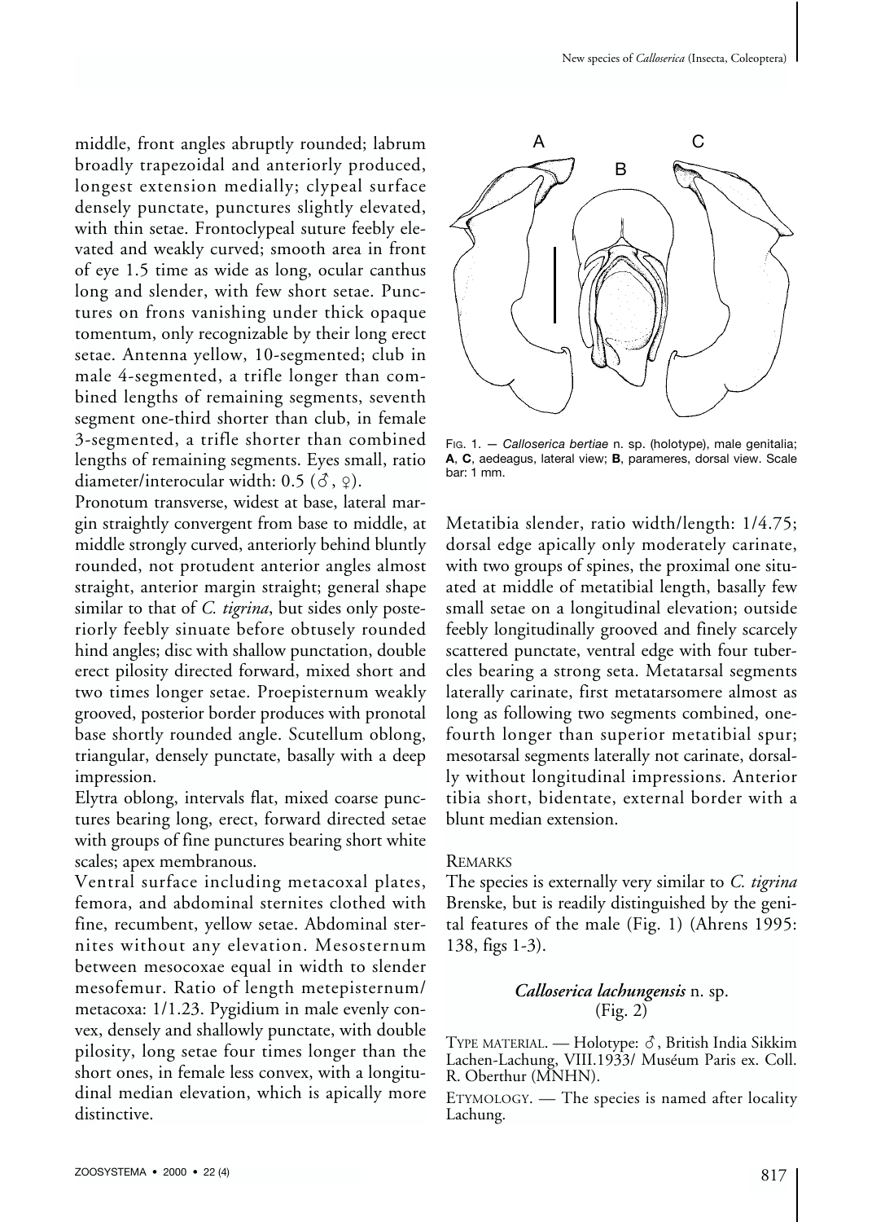middle, front angles abruptly rounded; labrum broadly trapezoidal and anteriorly produced, longest extension medially; clypeal surface densely punctate, punctures slightly elevated, with thin setae. Frontoclypeal suture feebly elevated and weakly curved; smooth area in front of eye 1.5 time as wide as long, ocular canthus long and slender, with few short setae. Punctures on frons vanishing under thick opaque tomentum, only recognizable by their long erect setae. Antenna yellow, 10-segmented; club in male 4-segmented, a trifle longer than combined lengths of remaining segments, seventh segment one-third shorter than club, in female 3-segmented, a trifle shorter than combined lengths of remaining segments. Eyes small, ratio diameter/interocular width: 0.5 (♂, ♀).

Pronotum transverse, widest at base, lateral margin straightly convergent from base to middle, at middle strongly curved, anteriorly behind bluntly rounded, not protudent anterior angles almost straight, anterior margin straight; general shape similar to that of *C. tigrina*, but sides only posteriorly feebly sinuate before obtusely rounded hind angles; disc with shallow punctation, double erect pilosity directed forward, mixed short and two times longer setae. Proepisternum weakly grooved, posterior border produces with pronotal base shortly rounded angle. Scutellum oblong, triangular, densely punctate, basally with a deep impression.

Elytra oblong, intervals flat, mixed coarse punctures bearing long, erect, forward directed setae with groups of fine punctures bearing short white scales; apex membranous.

Ventral surface including metacoxal plates, femora, and abdominal sternites clothed with fine, recumbent, yellow setae. Abdominal sternites without any elevation. Mesosternum between mesocoxae equal in width to slender mesofemur. Ratio of length metepisternum/metacoxa: 1/1.23. Pygidium in male evenly convex, densely and shallowly punctate, with double pilosity, long setae four times longer than the short ones, in female less convex, with a longitudinal median elevation, which is apically more distinctive.

Fig. 1. — *Calloserica bertiae* n. sp. (holotype), male genitalia; **A**, **C**, aedeagus, lateral view; **B**, parameres, dorsal view. Scale bar: 1 mm.

Metatibia slender, ratio width/length: 1/4.75; dorsal edge apically only moderately carinate, with two groups of spines, the proximal one situated at middle of metatibial length, basally few small setae on a longitudinal elevation; outside feebly longitudinally grooved and finely scarcely scattered punctate, ventral edge with four tubercles bearing a strong seta. Metatarsal segments laterally carinate, first metatarsomere almost as long as following two segments combined, one-fourth longer than superior metatibial spur; mesotarsal segments laterally not carinate, dorsally without longitudinal impressions. Anterior tibia short, bidentate, external border with a blunt median extension.

REMARKS

The species is externally very similar to *C. tigrina* Brenske, but is readily distinguished by the genital features of the male (Fig. 1) (Ahrens 1995: 138, figs 1-3).

### *Calloserica lachungensis* n. sp. (Fig. 2)

TYPE MATERIAL. — Holotype: ♂, British India Sikkim Lachen-Lachung, VIII.1933/ Muséum Paris ex. Coll. R. Oberthur (MNHN).

ETYMOLOGY. — The species is named after locality Lachung.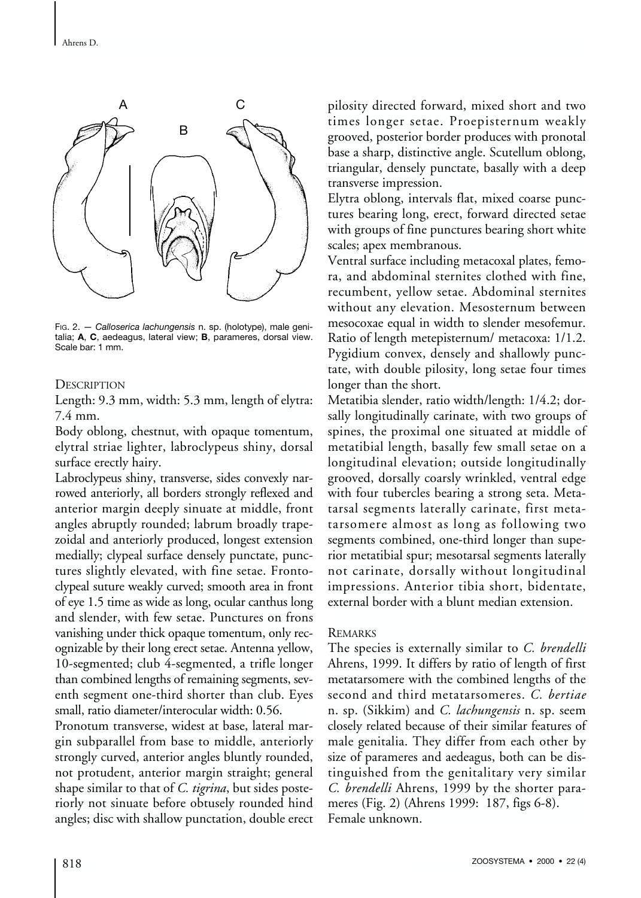FIG. 2. — *Calloserica lachungensis* n. sp. (holotype), male genitalia; **A**, **C**, aedeagus, lateral view; **B**, parameres, dorsal view. Scale bar: 1 mm.

### DESCRIPTION

Length: 9.3 mm, width: 5.3 mm, length of elytra: 7.4 mm.

Body oblong, chestnut, with opaque tomentum, elytral striae lighter, labroclypeus shiny, dorsal surface erectly hairy.

Labroclypeus shiny, transverse, sides convexly narrowed anteriorly, all borders strongly reflexed and anterior margin deeply sinuate at middle, front angles abruptly rounded; labrum broadly trapezoidal and anteriorly produced, longest extension medially; clypeal surface densely punctate, punctures slightly elevated, with fine setae. Frontoclypeal suture weakly curved; smooth area in front of eye 1.5 time as wide as long, ocular canthus long and slender, with few setae. Punctures on frons vanishing under thick opaque tomentum, only recognizable by their long erect setae. Antenna yellow, 10-segmented; club 4-segmented, a trifle longer than combined lengths of remaining segments, seventh segment one-third shorter than club. Eyes small, ratio diameter/interocular width: 0.56.

Pronotum transverse, widest at base, lateral margin subparallel from base to middle, anteriorly strongly curved, anterior angles bluntly rounded, not protudent, anterior margin straight; general shape similar to that of *C. tigrina*, but sides posteriorly not sinuate before obtusely rounded hind angles; disc with shallow punctation, double erect pilosity directed forward, mixed short and two times longer setae. Proepisternum weakly grooved, posterior border produces with pronotal base a sharp, distinctive angle. Scutellum oblong, triangular, densely punctate, basally with a deep transverse impression.

Elytra oblong, intervals flat, mixed coarse punctures bearing long, erect, forward directed setae with groups of fine punctures bearing short white scales; apex membranous.

Ventral surface including metacoxal plates, femora, and abdominal sternites clothed with fine, recumbent, yellow setae. Abdominal sternites without any elevation. Mesosternum between mesocoxae equal in width to slender mesofemur. Ratio of length metepisternum/ metacoxa: 1/1.2. Pygidium convex, densely and shallowly punctate, with double pilosity, long setae four times longer than the short.

Metatibia slender, ratio width/length: 1/4.2; dorsally longitudinally carinate, with two groups of spines, the proximal one situated at middle of metatibial length, basally few small setae on a longitudinal elevation; outside longitudinally grooved, dorsally coarsly wrinkled, ventral edge with four tubercles bearing a strong seta. Metatarsal segments laterally carinate, first metatarsomere almost as long as following two segments combined, one-third longer than superior metatibial spur; mesotarsal segments laterally not carinate, dorsally without longitudinal impressions. Anterior tibia short, bidentate, external border with a blunt median extension.

### REMARKS

The species is externally similar to *C. brendelli* Ahrens, 1999. It differs by ratio of length of first metatarsomere with the combined lengths of the second and third metatarsomeres. *C. bertiae* n. sp. (Sikkim) and *C. lachungensis* n. sp. seem closely related because of their similar features of male genitalia. They differ from each other by size of parameres and aedeagus, both can be distinguished from the genitalitary very similar *C. brendelli* Ahrens, 1999 by the shorter parameres (Fig. 2) (Ahrens 1999: 187, figs 6-8). Female unknown.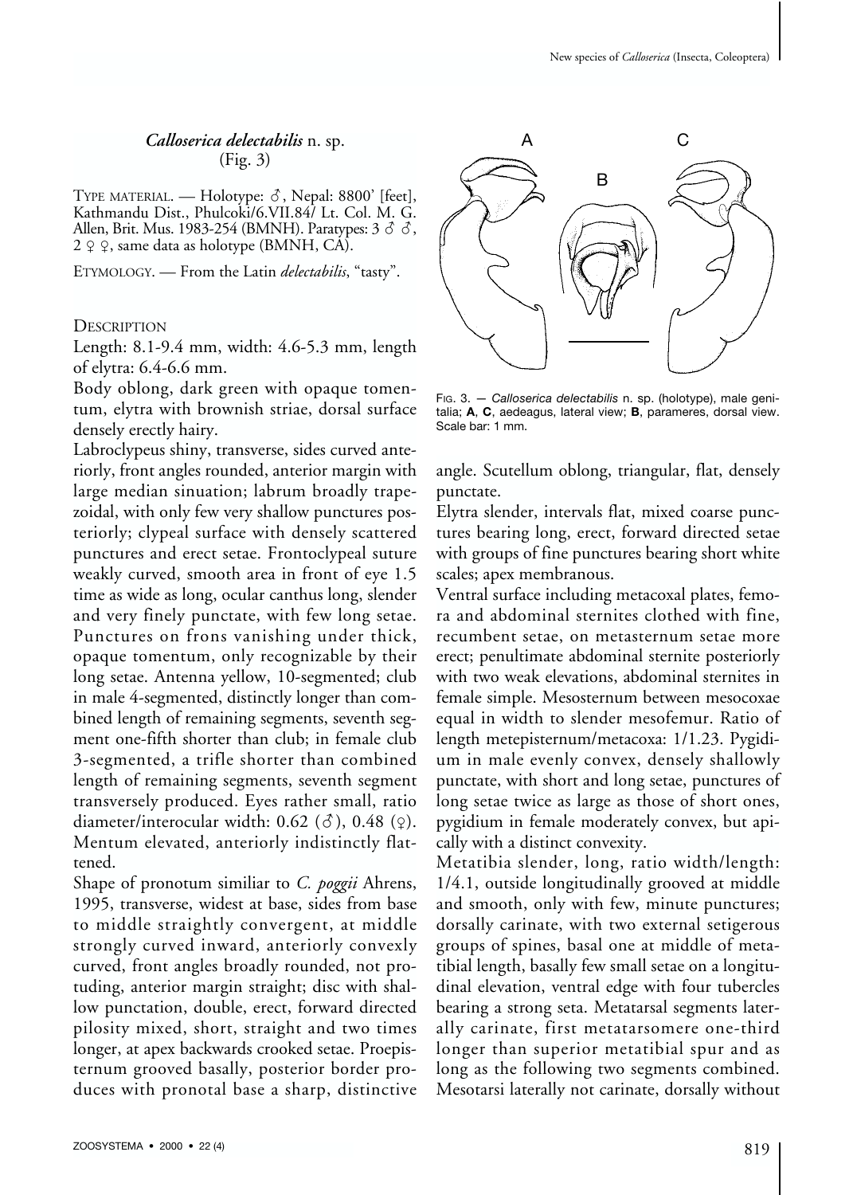### *Calloserica delectabilis* n. sp.
(Fig. 3)

TYPE MATERIAL. — Holotype: ♂, Nepal: 8800' [feet], Kathmandu Dist., Phulcoki/6.VII.84/ Lt. Col. M. G. Allen, Brit. Mus. 1983-254 (BMNH). Paratypes: 3 ♂ ♂, 2 ♀ ♀, same data as holotype (BMNH, CA).

ETYMOLOGY. — From the Latin *delectabilis*, "tasty".

DESCRIPTION

Length: 8.1-9.4 mm, width: 4.6-5.3 mm, length of elytra: 6.4-6.6 mm.

Body oblong, dark green with opaque tomentum, elytra with brownish striae, dorsal surface densely erectly hairy.

Labroclypeus shiny, transverse, sides curved anteriorly, front angles rounded, anterior margin with large median sinuation; labrum broadly trapezoidal, with only few very shallow punctures posteriorly; clypeal surface with densely scattered punctures and erect setae. Frontoclypeal suture weakly curved, smooth area in front of eye 1.5 time as wide as long, ocular canthus long, slender and very finely punctate, with few long setae. Punctures on frons vanishing under thick, opaque tomentum, only recognizable by their long setae. Antenna yellow, 10-segmented; club in male 4-segmented, distinctly longer than combined length of remaining segments, seventh segment one-fifth shorter than club; in female club 3-segmented, a trifle shorter than combined length of remaining segments, seventh segment transversely produced. Eyes rather small, ratio diameter/interocular width: 0.62 (♂), 0.48 (♀). Mentum elevated, anteriorly indistinctly flattened.

Shape of pronotum similiar to *C. poggii* Ahrens, 1995, transverse, widest at base, sides from base to middle straightly convergent, at middle strongly curved inward, anteriorly convexly curved, front angles broadly rounded, not protuding, anterior margin straight; disc with shallow punctation, double, erect, forward directed pilosity mixed, short, straight and two times longer, at apex backwards crooked setae. Proepisternum grooved basally, posterior border produces with pronotal base a sharp, distinctive angle. Scutellum oblong, triangular, flat, densely punctate.

FIG. 3. — *Calloserica delectabilis* n. sp. (holotype), male genitalia; **A**, **C**, aedeagus, lateral view; **B**, parameres, dorsal view. Scale bar: 1 mm.

Elytra slender, intervals flat, mixed coarse punctures bearing long, erect, forward directed setae with groups of fine punctures bearing short white scales; apex membranous.

Ventral surface including metacoxal plates, femora and abdominal sternites clothed with fine, recumbent setae, on metasternum setae more erect; penultimate abdominal sternite posteriorly with two weak elevations, abdominal sternites in female simple. Mesosternum between mesocoxae equal in width to slender mesofemur. Ratio of length metepisternum/metacoxa: 1/1.23. Pygidium in male evenly convex, densely shallowly punctate, with short and long setae, punctures of long setae twice as large as those of short ones, pygidium in female moderately convex, but apically with a distinct convexity.

Metatibia slender, long, ratio width/length: 1/4.1, outside longitudinally grooved at middle and smooth, only with few, minute punctures; dorsally carinate, with two external setigerous groups of spines, basal one at middle of metatibial length, basally few small setae on a longitudinal elevation, ventral edge with four tubercles bearing a strong seta. Metatarsal segments laterally carinate, first metatarsomere one-third longer than superior metatibial spur and as long as the following two segments combined. Mesotarsi laterally not carinate, dorsally without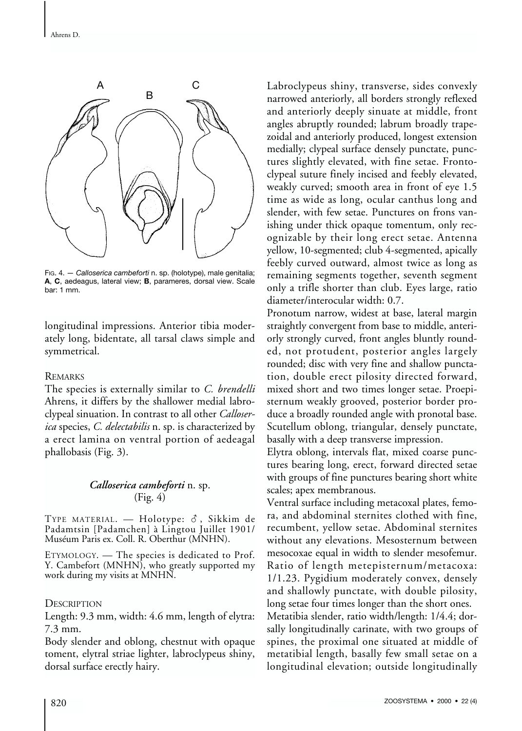FIG. 4. — *Calloserica cambeforti* n. sp. (holotype), male genitalia; **A**, **C**, aedeagus, lateral view; **B**, parameres, dorsal view. Scale bar: 1 mm.

longitudinal impressions. Anterior tibia moderately long, bidentate, all tarsal claws simple and symmetrical.

REMARKS

The species is externally similar to *C. brendelli* Ahrens, it differs by the shallower medial labroclypeal sinuation. In contrast to all other *Calloserica* species, *C. delectabilis* n. sp. is characterized by a erect lamina on ventral portion of aedeagal phallobasis (Fig. 3).

### *Calloserica cambeforti* n. sp. (Fig. 4)

TYPE MATERIAL. — Holotype: ♂, Sikkim de Padamtsin [Padamchen] à Lingtou Juillet 1901/ Muséum Paris ex. Coll. R. Oberthur (MNHN).

ETYMOLOGY. — The species is dedicated to Prof. Y. Cambefort (MNHN), who greatly supported my work during my visits at MNHN.

DESCRIPTION

Length: 9.3 mm, width: 4.6 mm, length of elytra: 7.3 mm.

Body slender and oblong, chestnut with opaque toment, elytral striae lighter, labroclypeus shiny, dorsal surface erectly hairy.

Labroclypeus shiny, transverse, sides convexly narrowed anteriorly, all borders strongly reflexed and anteriorly deeply sinuate at middle, front angles abruptly rounded; labrum broadly trapezoidal and anteriorly produced, longest extension medially; clypeal surface densely punctate, punctures slightly elevated, with fine setae. Frontoclypeal suture finely incised and feebly elevated, weakly curved; smooth area in front of eye 1.5 time as wide as long, ocular canthus long and slender, with few setae. Punctures on frons vanishing under thick opaque tomentum, only recognizable by their long erect setae. Antenna yellow, 10-segmented; club 4-segmented, apically feebly curved outward, almost twice as long as remaining segments together, seventh segment only a trifle shorter than club. Eyes large, ratio diameter/interocular width: 0.7.

Pronotum narrow, widest at base, lateral margin straightly convergent from base to middle, anteriorly strongly curved, front angles bluntly rounded, not protudent, posterior angles largely rounded; disc with very fine and shallow punctation, double erect pilosity directed forward, mixed short and two times longer setae. Proepisternum weakly grooved, posterior border produce a broadly rounded angle with pronotal base. Scutellum oblong, triangular, densely punctate, basally with a deep transverse impression.

Elytra oblong, intervals flat, mixed coarse punctures bearing long, erect, forward directed setae with groups of fine punctures bearing short white scales; apex membranous.

Ventral surface including metacoxal plates, femora, and abdominal sternites clothed with fine, recumbent, yellow setae. Abdominal sternites without any elevations. Mesosternum between mesocoxae equal in width to slender mesofemur. Ratio of length metepisternum/metacoxa: 1/1.23. Pygidium moderately convex, densely and shallowly punctate, with double pilosity, long setae four times longer than the short ones.

Metatibia slender, ratio width/length: 1/4.4; dorsally longitudinally carinate, with two groups of spines, the proximal one situated at middle of metatibial length, basally few small setae on a longitudinal elevation; outside longitudinally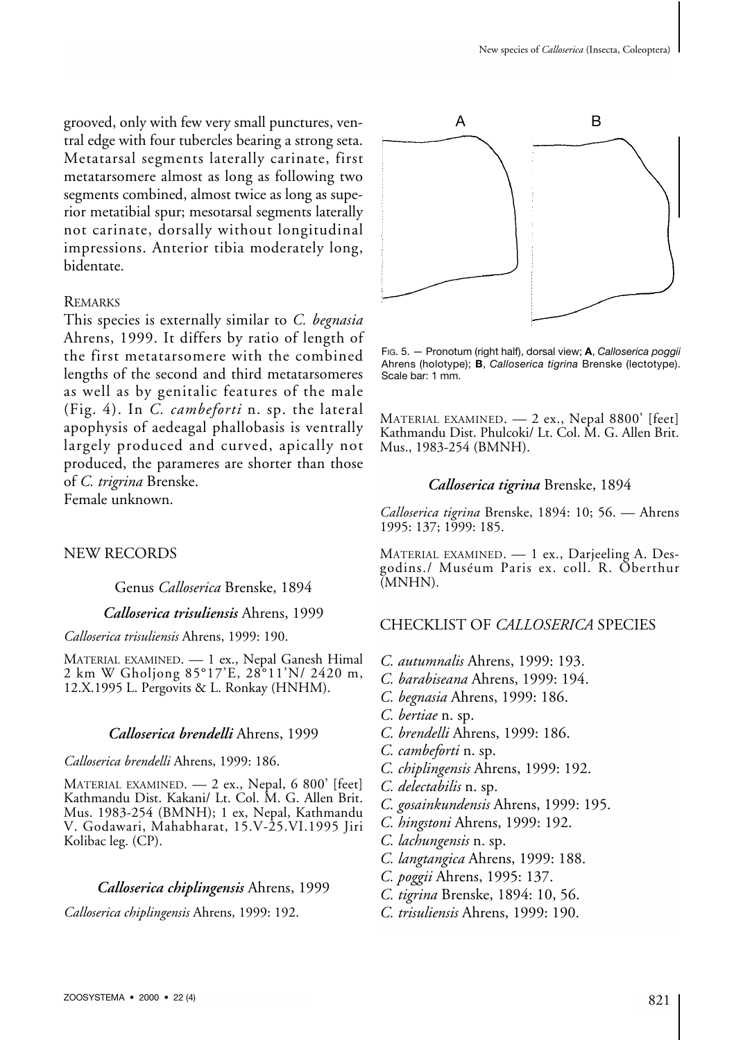grooved, only with few very small punctures, ventral edge with four tubercles bearing a strong seta. Metatarsal segments laterally carinate, first metatarsomere almost as long as following two segments combined, almost twice as long as superior metatibial spur; mesotarsal segments laterally not carinate, dorsally without longitudinal impressions. Anterior tibia moderately long, bidentate.

### REMARKS

This species is externally similar to *C. begnasia* Ahrens, 1999. It differs by ratio of length of the first metatarsomere with the combined lengths of the second and third metatarsomeres as well as by genitalic features of the male (Fig. 4). In *C. cambeforti* n. sp. the lateral apophysis of aedeagal phallobasis is ventrally largely produced and curved, apically not produced, the parameres are shorter than those of *C. trigrina* Brenske.

Female unknown.

## NEW RECORDS

### Genus *Calloserica* Brenske, 1894

#### ***Calloserica trisuliensis*** Ahrens, 1999

*Calloserica trisuliensis* Ahrens, 1999: 190.

MATERIAL EXAMINED. — 1 ex., Nepal Ganesh Himal 2 km W Gholjong 85°17'E, 28°11'N/ 2420 m, 12.X.1995 L. Pergovits & L. Ronkay (HNHM).

#### ***Calloserica brendelli*** Ahrens, 1999

*Calloserica brendelli* Ahrens, 1999: 186.

MATERIAL EXAMINED. — 2 ex., Nepal, 6 800' [feet] Kathmandu Dist. Kakani/ Lt. Col. M. G. Allen Brit. Mus. 1983-254 (BMNH); 1 ex, Nepal, Kathmandu V. Godawari, Mahabharat, 15.V-25.VI.1995 Jiri Kolibac leg. (CP).

#### ***Calloserica chiplingensis*** Ahrens, 1999

*Calloserica chiplingensis* Ahrens, 1999: 192.

FIG. 5. — Pronotum (right half), dorsal view; **A**, *Calloserica poggii* Ahrens (holotype); **B**, *Calloserica tigrina* Brenske (lectotype). Scale bar: 1 mm.

MATERIAL EXAMINED. — 2 ex., Nepal 8800' [feet] Kathmandu Dist. Phulcoki/ Lt. Col. M. G. Allen Brit. Mus., 1983-254 (BMNH).

#### ***Calloserica tigrina*** Brenske, 1894

*Calloserica tigrina* Brenske, 1894: 10; 56. — Ahrens 1995: 137; 1999: 185.

MATERIAL EXAMINED. — 1 ex., Darjeeling A. Desgodins./ Muséum Paris ex. coll. R. Oberthur (MNHN).

## CHECKLIST OF *CALLOSERICA* SPECIES

- *C. autumnalis* Ahrens, 1999: 193.
- *C. barabiseana* Ahrens, 1999: 194.
- *C. begnasia* Ahrens, 1999: 186.
- *C. bertiae* n. sp.
- *C. brendelli* Ahrens, 1999: 186.
- *C. cambeforti* n. sp.
- *C. chiplingensis* Ahrens, 1999: 192.
- *C. delectabilis* n. sp.
- *C. gosainkundensis* Ahrens, 1999: 195.
- *C. hingstoni* Ahrens, 1999: 192.
- *C. lachungensis* n. sp.
- *C. langtangica* Ahrens, 1999: 188.
- *C. poggii* Ahrens, 1995: 137.
- *C. tigrina* Brenske, 1894: 10, 56.
- *C. trisuliensis* Ahrens, 1999: 190.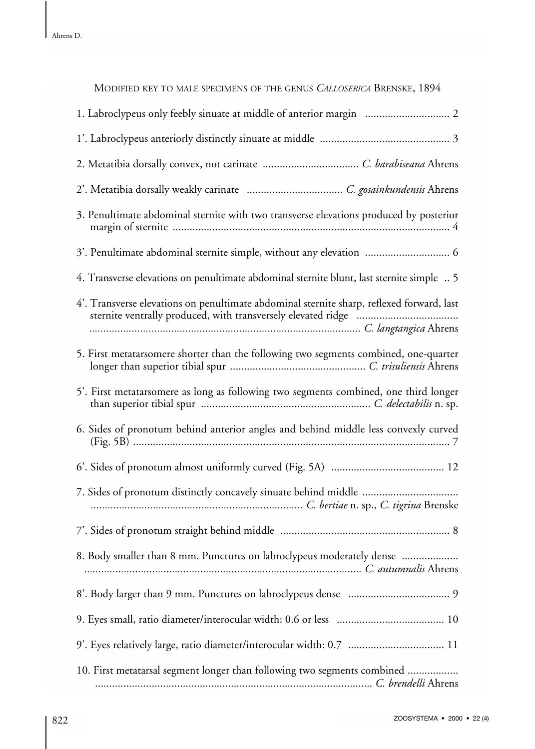MODIFIED KEY TO MALE SPECIMENS OF THE GENUS *CALLOSERICA* BRENSKE, 1894

1. Labroclypeus only feebly sinuate at middle of anterior margin .............................. 2

1'. Labroclypeus anteriorly distinctly sinuate at middle .............................................. 3

2. Metatibia dorsally convex, not carinate .................................. *C. barabiseana* Ahrens

2'. Metatibia dorsally weakly carinate .................................. *C. gosainkundensis* Ahrens

3. Penultimate abdominal sternite with two transverse elevations produced by posterior margin of sternite ................................................................................................. 4

3'. Penultimate abdominal sternite simple, without any elevation .............................. 6

4. Transverse elevations on penultimate abdominal sternite blunt, last sternite simple .. 5

4'. Transverse elevations on penultimate abdominal sternite sharp, reflexed forward, last sternite ventrally produced, with transversely elevated ridge ................................... ................................................................................................ *C. langtangica* Ahrens

5. First metatarsomere shorter than the following two segments combined, one-quarter longer than superior tibial spur ................................................ *C. trisuliensis* Ahrens

5'. First metatarsomere as long as following two segments combined, one third longer than superior tibial spur ............................................................ *C. delectabilis* n. sp.

6. Sides of pronotum behind anterior angles and behind middle less convexly curved (Fig. 5B) ............................................................................................................... 7

6'. Sides of pronotum almost uniformly curved (Fig. 5A) ........................................ 12

7. Sides of pronotum distinctly concavely sinuate behind middle ................................. ........................................................................... *C. bertiae* n. sp., *C. tigrina* Brenske

7'. Sides of pronotum straight behind middle ............................................................ 8

8. Body smaller than 8 mm. Punctures on labroclypeus moderately dense .................... ................................................................................................ *C. autumnalis* Ahrens

8'. Body larger than 9 mm. Punctures on labroclypeus dense .................................... 9

9. Eyes small, ratio diameter/interocular width: 0.6 or less ...................................... 10

9'. Eyes relatively large, ratio diameter/interocular width: 0.7 .................................. 11

10. First metatarsal segment longer than following two segments combined .................. ................................................................................................ *C. brendelli* Ahrens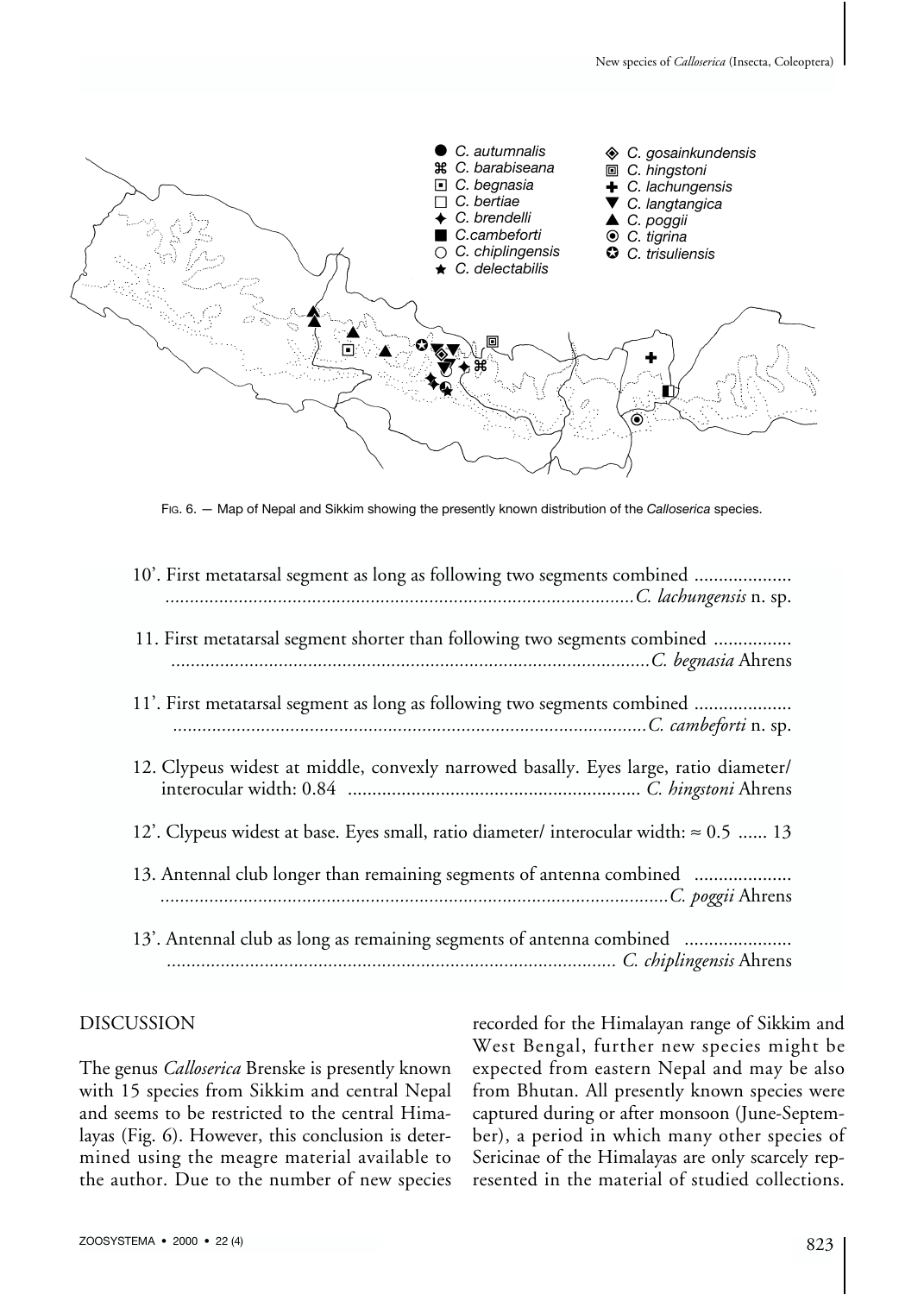FIG. 6. — Map of Nepal and Sikkim showing the presently known distribution of the *Calloserica* species.

10'. First metatarsal segment as long as following two segments combined ....................
................................................................................................*C. lachungensis* n. sp.

11. First metatarsal segment shorter than following two segments combined ................
.................................................................................................*C. begnasia* Ahrens

11'. First metatarsal segment as long as following two segments combined ....................
................................................................................................*C. cambeforti* n. sp.

12. Clypeus widest at middle, convexly narrowed basally. Eyes large, ratio diameter/ interocular width: 0.84 ........................................................... *C. hingstoni* Ahrens

12'. Clypeus widest at base. Eyes small, ratio diameter/ interocular width: ≈ 0.5 ...... 13

13. Antennal club longer than remaining segments of antenna combined ....................
.......................................................................................................*C. poggii* Ahrens

13'. Antennal club as long as remaining segments of antenna combined ......................
........................................................................................... *C. chiplingensis* Ahrens

## DISCUSSION

The genus *Calloserica* Brenske is presently known with 15 species from Sikkim and central Nepal and seems to be restricted to the central Himalayas (Fig. 6). However, this conclusion is determined using the meagre material available to the author. Due to the number of new species recorded for the Himalayan range of Sikkim and West Bengal, further new species might be expected from eastern Nepal and may be also from Bhutan. All presently known species were captured during or after monsoon (June-September), a period in which many other species of Sericinae of the Himalayas are only scarcely represented in the material of studied collections.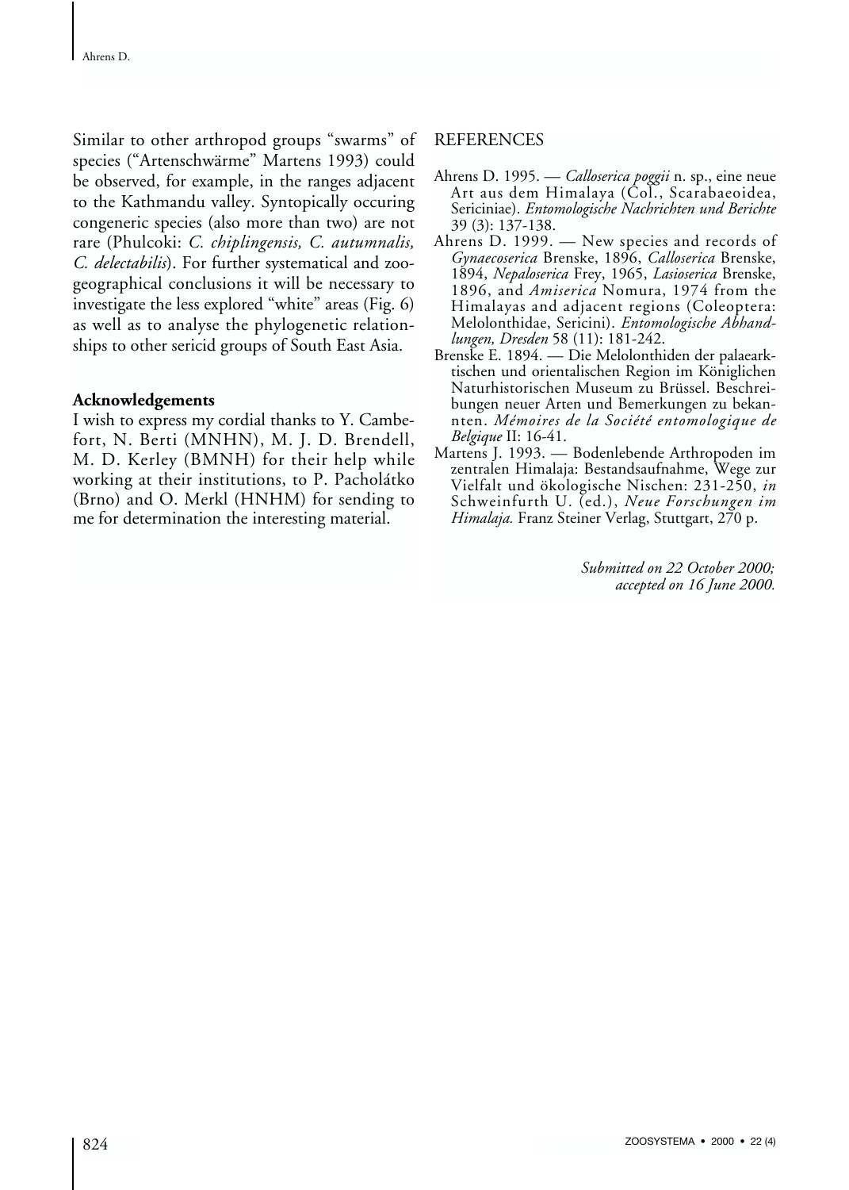Similar to other arthropod groups "swarms" of species ("Artenschwärme" Martens 1993) could be observed, for example, in the ranges adjacent to the Kathmandu valley. Syntopically occuring congeneric species (also more than two) are not rare (Phulcoki: *C. chiplingensis, C. autumnalis, C. delectabilis*). For further systematical and zoogeographical conclusions it will be necessary to investigate the less explored "white" areas (Fig. 6) as well as to analyse the phylogenetic relationships to other sericid groups of South East Asia.

### Acknowledgements

I wish to express my cordial thanks to Y. Cambefort, N. Berti (MNHN), M. J. D. Brendell, M. D. Kerley (BMNH) for their help while working at their institutions, to P. Pacholátko (Brno) and O. Merkl (HNHM) for sending to me for determination the interesting material.

## REFERENCES

Ahrens D. 1995. — *Calloserica poggii* n. sp., eine neue Art aus dem Himalaya (Col., Scarabaeoidea, Sericiniae). *Entomologische Nachrichten und Berichte* 39 (3): 137-138.

Ahrens D. 1999. — New species and records of *Gynaecoserica* Brenske, 1896, *Calloserica* Brenske, 1894, *Nepaloserica* Frey, 1965, *Lasioserica* Brenske, 1896, and *Amiserica* Nomura, 1974 from the Himalayas and adjacent regions (Coleoptera: Melolonthidae, Sericini). *Entomologische Abhandlungen, Dresden* 58 (11): 181-242.

Brenske E. 1894. — Die Melolonthiden der palaearktischen und orientalischen Region im Königlichen Naturhistorischen Museum zu Brüssel. Beschreibungen neuer Arten und Bemerkungen zu bekannten. *Mémoires de la Société entomologique de Belgique* II: 16-41.

Martens J. 1993. — Bodenlebende Arthropoden im zentralen Himalaja: Bestandsaufnahme, Wege zur Vielfalt und ökologische Nischen: 231-250, *in* Schweinfurth U. (ed.), *Neue Forschungen im Himalaja.* Franz Steiner Verlag, Stuttgart, 270 p.

*Submitted on 22 October 2000; accepted on 16 June 2000.*